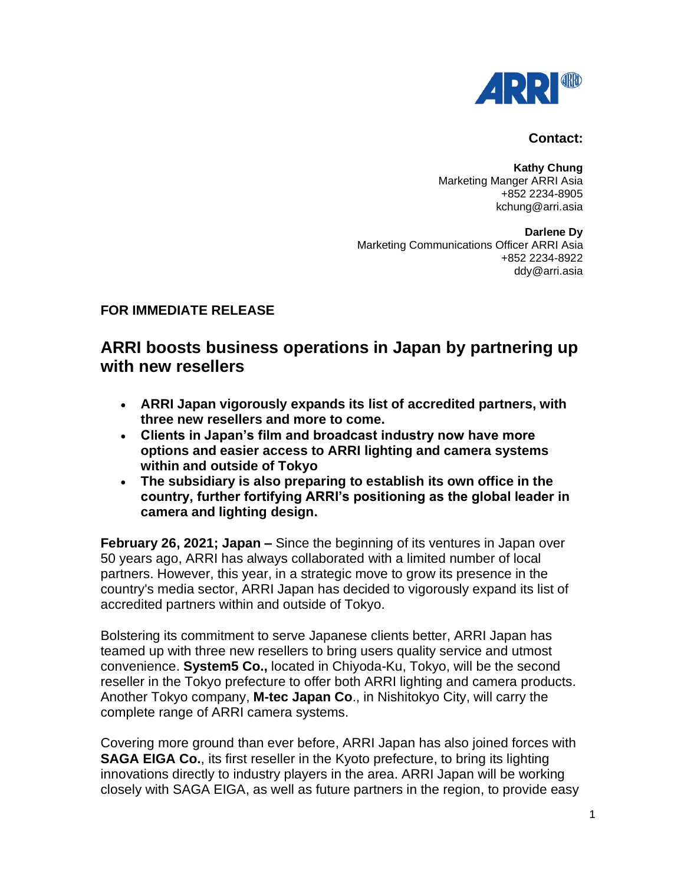**Contact:**

**Kathy Chung**
Marketing Manger ARRI Asia
+852 2234-8905
kchung@arri.asia

**Darlene Dy**
Marketing Communications Officer ARRI Asia
+852 2234-8922
ddy@arri.asia

**FOR IMMEDIATE RELEASE**

## ARRI boosts business operations in Japan by partnering up with new resellers

- **ARRI Japan vigorously expands its list of accredited partners, with three new resellers and more to come.**
- **Clients in Japan's film and broadcast industry now have more options and easier access to ARRI lighting and camera systems within and outside of Tokyo**
- **The subsidiary is also preparing to establish its own office in the country, further fortifying ARRI's positioning as the global leader in camera and lighting design.**

**February 26, 2021; Japan –** Since the beginning of its ventures in Japan over 50 years ago, ARRI has always collaborated with a limited number of local partners. However, this year, in a strategic move to grow its presence in the country's media sector, ARRI Japan has decided to vigorously expand its list of accredited partners within and outside of Tokyo.

Bolstering its commitment to serve Japanese clients better, ARRI Japan has teamed up with three new resellers to bring users quality service and utmost convenience. **System5 Co.,** located in Chiyoda-Ku, Tokyo, will be the second reseller in the Tokyo prefecture to offer both ARRI lighting and camera products. Another Tokyo company, **M-tec Japan Co**., in Nishitokyo City, will carry the complete range of ARRI camera systems.

Covering more ground than ever before, ARRI Japan has also joined forces with **SAGA EIGA Co.**, its first reseller in the Kyoto prefecture, to bring its lighting innovations directly to industry players in the area. ARRI Japan will be working closely with SAGA EIGA, as well as future partners in the region, to provide easy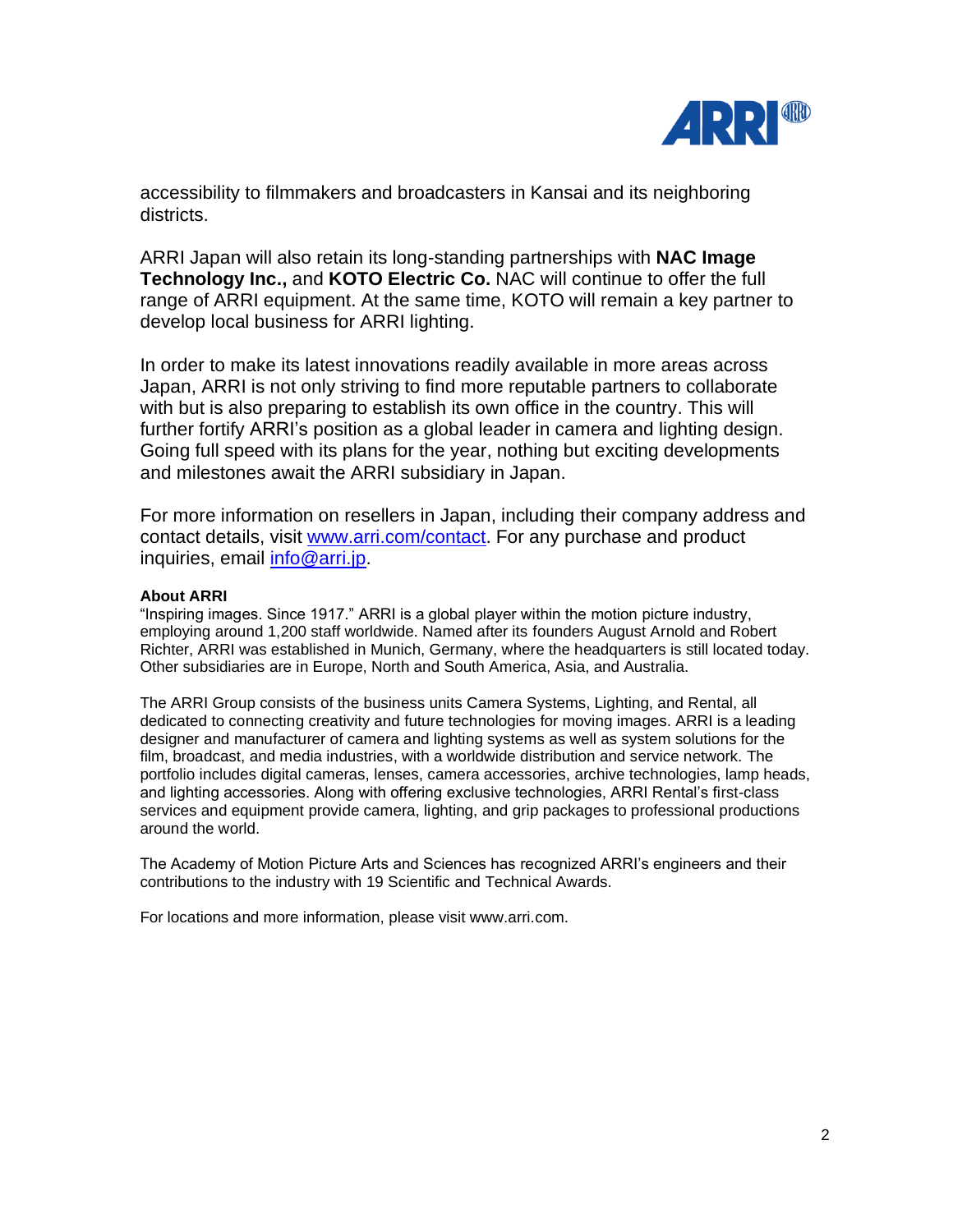accessibility to filmmakers and broadcasters in Kansai and its neighboring districts.

ARRI Japan will also retain its long-standing partnerships with **NAC Image Technology Inc.,** and **KOTO Electric Co.** NAC will continue to offer the full range of ARRI equipment. At the same time, KOTO will remain a key partner to develop local business for ARRI lighting.

In order to make its latest innovations readily available in more areas across Japan, ARRI is not only striving to find more reputable partners to collaborate with but is also preparing to establish its own office in the country. This will further fortify ARRI's position as a global leader in camera and lighting design. Going full speed with its plans for the year, nothing but exciting developments and milestones await the ARRI subsidiary in Japan.

For more information on resellers in Japan, including their company address and contact details, visit [www.arri.com/contact](http://www.arri.com/contact). For any purchase and product inquiries, email [info@arri.jp](mailto:info@arri.jp).

**About ARRI**

"Inspiring images. Since 1917." ARRI is a global player within the motion picture industry, employing around 1,200 staff worldwide. Named after its founders August Arnold and Robert Richter, ARRI was established in Munich, Germany, where the headquarters is still located today. Other subsidiaries are in Europe, North and South America, Asia, and Australia.

The ARRI Group consists of the business units Camera Systems, Lighting, and Rental, all dedicated to connecting creativity and future technologies for moving images. ARRI is a leading designer and manufacturer of camera and lighting systems as well as system solutions for the film, broadcast, and media industries, with a worldwide distribution and service network. The portfolio includes digital cameras, lenses, camera accessories, archive technologies, lamp heads, and lighting accessories. Along with offering exclusive technologies, ARRI Rental's first-class services and equipment provide camera, lighting, and grip packages to professional productions around the world.

The Academy of Motion Picture Arts and Sciences has recognized ARRI's engineers and their contributions to the industry with 19 Scientific and Technical Awards.

For locations and more information, please visit www.arri.com.